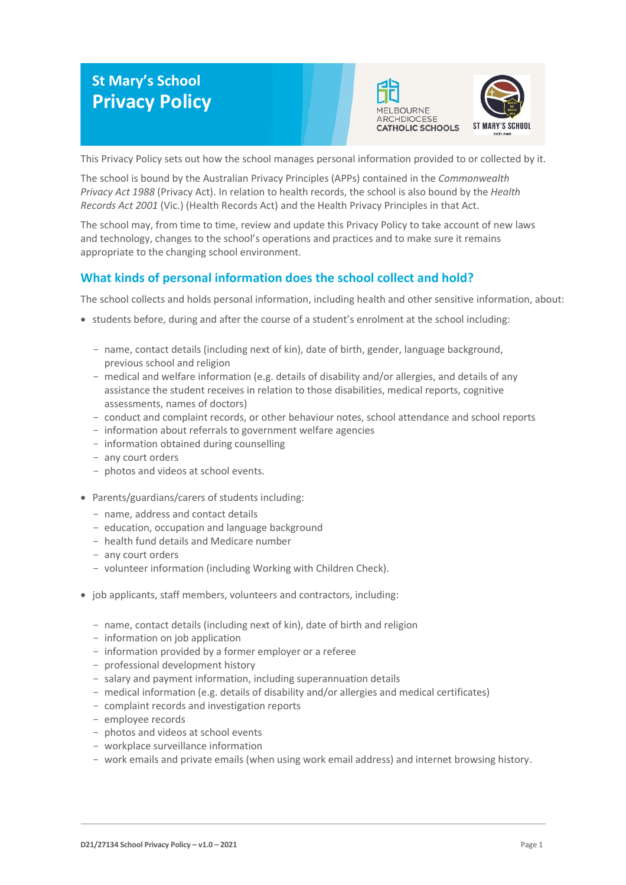# St Mary's School
# Privacy Policy

This Privacy Policy sets out how the school manages personal information provided to or collected by it.

The school is bound by the Australian Privacy Principles (APPs) contained in the *Commonwealth Privacy Act 1988* (Privacy Act). In relation to health records, the school is also bound by the *Health Records Act 2001* (Vic.) (Health Records Act) and the Health Privacy Principles in that Act.

The school may, from time to time, review and update this Privacy Policy to take account of new laws and technology, changes to the school's operations and practices and to make sure it remains appropriate to the changing school environment.

## What kinds of personal information does the school collect and hold?

The school collects and holds personal information, including health and other sensitive information, about:

- students before, during and after the course of a student's enrolment at the school including:
  - name, contact details (including next of kin), date of birth, gender, language background, previous school and religion
  - medical and welfare information (e.g. details of disability and/or allergies, and details of any assistance the student receives in relation to those disabilities, medical reports, cognitive assessments, names of doctors)
  - conduct and complaint records, or other behaviour notes, school attendance and school reports
  - information about referrals to government welfare agencies
  - information obtained during counselling
  - any court orders
  - photos and videos at school events.
- Parents/guardians/carers of students including:
  - name, address and contact details
  - education, occupation and language background
  - health fund details and Medicare number
  - any court orders
  - volunteer information (including Working with Children Check).
- job applicants, staff members, volunteers and contractors, including:
  - name, contact details (including next of kin), date of birth and religion
  - information on job application
  - information provided by a former employer or a referee
  - professional development history
  - salary and payment information, including superannuation details
  - medical information (e.g. details of disability and/or allergies and medical certificates)
  - complaint records and investigation reports
  - employee records
  - photos and videos at school events
  - workplace surveillance information
  - work emails and private emails (when using work email address) and internet browsing history.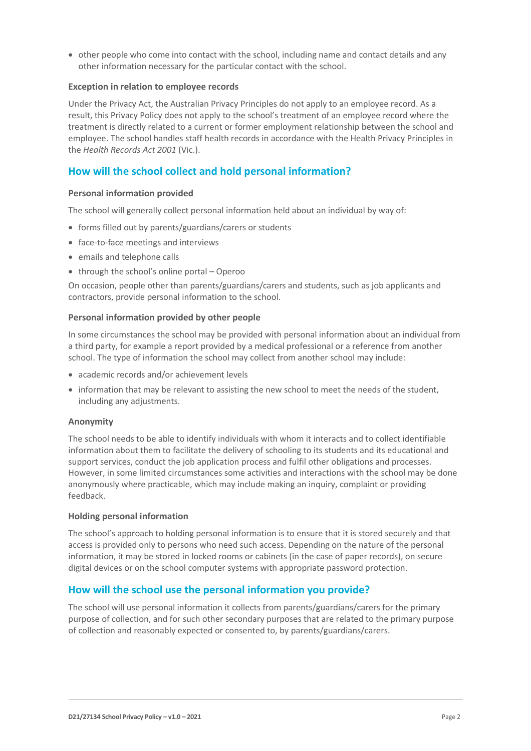- other people who come into contact with the school, including name and contact details and any other information necessary for the particular contact with the school.

### Exception in relation to employee records

Under the Privacy Act, the Australian Privacy Principles do not apply to an employee record. As a result, this Privacy Policy does not apply to the school's treatment of an employee record where the treatment is directly related to a current or former employment relationship between the school and employee. The school handles staff health records in accordance with the Health Privacy Principles in the *Health Records Act 2001* (Vic.).

## How will the school collect and hold personal information?

### Personal information provided

The school will generally collect personal information held about an individual by way of:

- forms filled out by parents/guardians/carers or students
- face-to-face meetings and interviews
- emails and telephone calls
- through the school's online portal – Operoo

On occasion, people other than parents/guardians/carers and students, such as job applicants and contractors, provide personal information to the school.

### Personal information provided by other people

In some circumstances the school may be provided with personal information about an individual from a third party, for example a report provided by a medical professional or a reference from another school. The type of information the school may collect from another school may include:

- academic records and/or achievement levels
- information that may be relevant to assisting the new school to meet the needs of the student, including any adjustments.

### Anonymity

The school needs to be able to identify individuals with whom it interacts and to collect identifiable information about them to facilitate the delivery of schooling to its students and its educational and support services, conduct the job application process and fulfil other obligations and processes. However, in some limited circumstances some activities and interactions with the school may be done anonymously where practicable, which may include making an inquiry, complaint or providing feedback.

### Holding personal information

The school's approach to holding personal information is to ensure that it is stored securely and that access is provided only to persons who need such access. Depending on the nature of the personal information, it may be stored in locked rooms or cabinets (in the case of paper records), on secure digital devices or on the school computer systems with appropriate password protection.

## How will the school use the personal information you provide?

The school will use personal information it collects from parents/guardians/carers for the primary purpose of collection, and for such other secondary purposes that are related to the primary purpose of collection and reasonably expected or consented to, by parents/guardians/carers.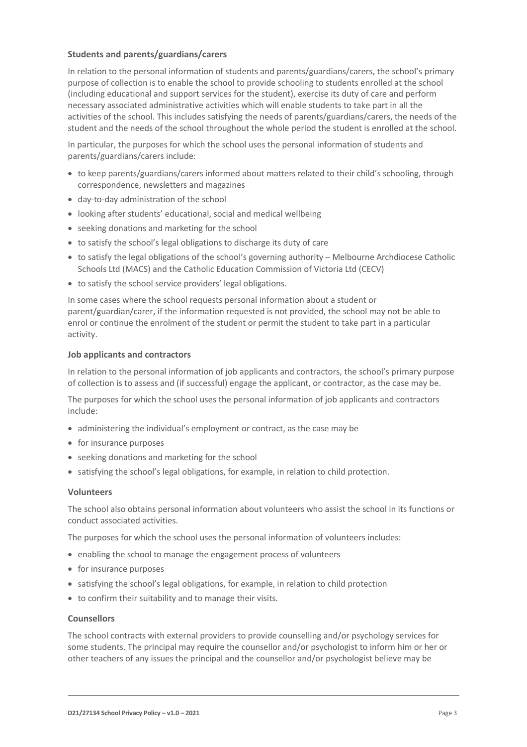### Students and parents/guardians/carers

In relation to the personal information of students and parents/guardians/carers, the school's primary purpose of collection is to enable the school to provide schooling to students enrolled at the school (including educational and support services for the student), exercise its duty of care and perform necessary associated administrative activities which will enable students to take part in all the activities of the school. This includes satisfying the needs of parents/guardians/carers, the needs of the student and the needs of the school throughout the whole period the student is enrolled at the school.

In particular, the purposes for which the school uses the personal information of students and parents/guardians/carers include:

- to keep parents/guardians/carers informed about matters related to their child's schooling, through correspondence, newsletters and magazines
- day-to-day administration of the school
- looking after students' educational, social and medical wellbeing
- seeking donations and marketing for the school
- to satisfy the school's legal obligations to discharge its duty of care
- to satisfy the legal obligations of the school's governing authority – Melbourne Archdiocese Catholic Schools Ltd (MACS) and the Catholic Education Commission of Victoria Ltd (CECV)
- to satisfy the school service providers' legal obligations.

In some cases where the school requests personal information about a student or parent/guardian/carer, if the information requested is not provided, the school may not be able to enrol or continue the enrolment of the student or permit the student to take part in a particular activity.

### Job applicants and contractors

In relation to the personal information of job applicants and contractors, the school's primary purpose of collection is to assess and (if successful) engage the applicant, or contractor, as the case may be.

The purposes for which the school uses the personal information of job applicants and contractors include:

- administering the individual's employment or contract, as the case may be
- for insurance purposes
- seeking donations and marketing for the school
- satisfying the school's legal obligations, for example, in relation to child protection.

### Volunteers

The school also obtains personal information about volunteers who assist the school in its functions or conduct associated activities.

The purposes for which the school uses the personal information of volunteers includes:

- enabling the school to manage the engagement process of volunteers
- for insurance purposes
- satisfying the school's legal obligations, for example, in relation to child protection
- to confirm their suitability and to manage their visits.

### Counsellors

The school contracts with external providers to provide counselling and/or psychology services for some students. The principal may require the counsellor and/or psychologist to inform him or her or other teachers of any issues the principal and the counsellor and/or psychologist believe may be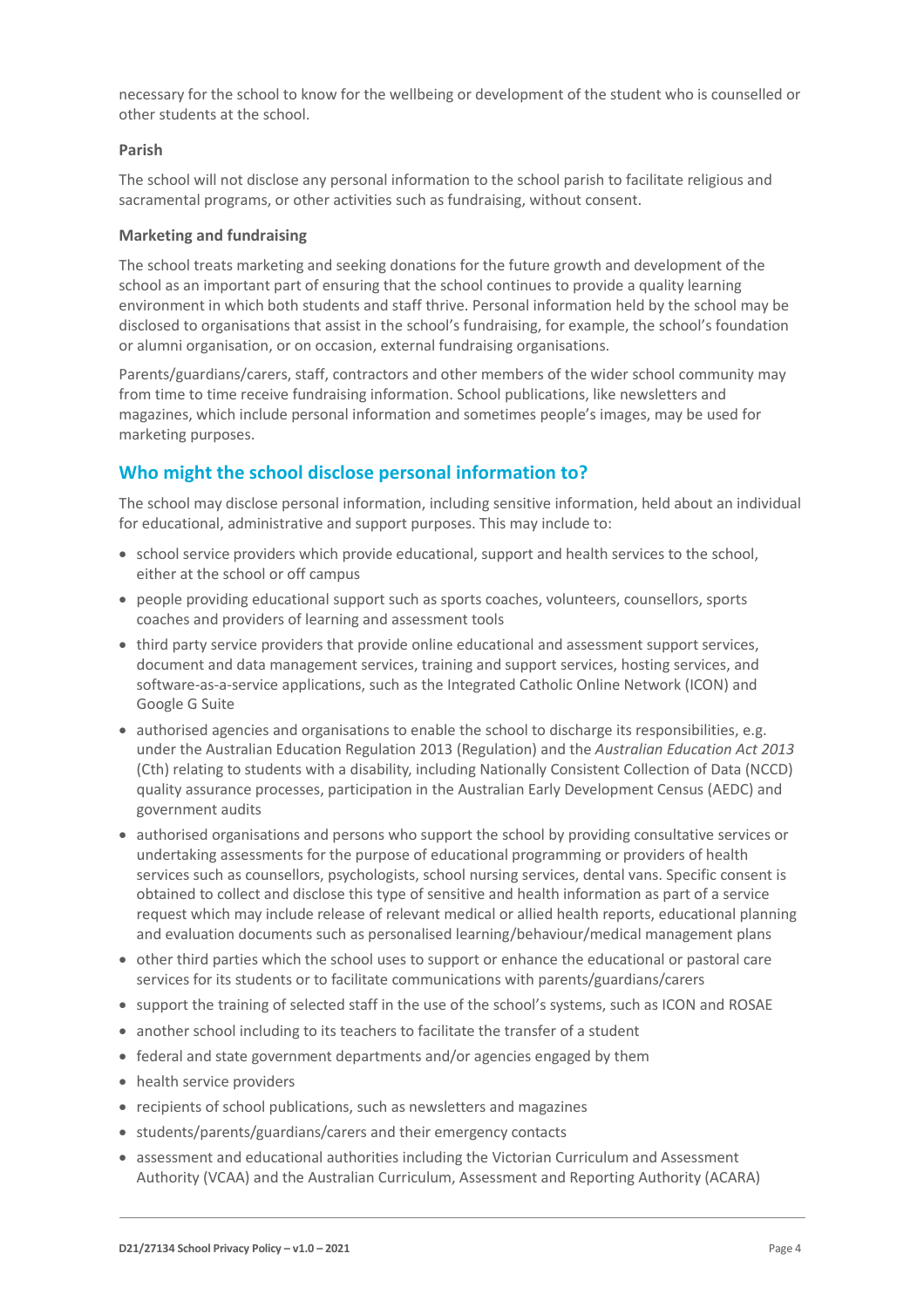necessary for the school to know for the wellbeing or development of the student who is counselled or other students at the school.

#### Parish

The school will not disclose any personal information to the school parish to facilitate religious and sacramental programs, or other activities such as fundraising, without consent.

#### Marketing and fundraising

The school treats marketing and seeking donations for the future growth and development of the school as an important part of ensuring that the school continues to provide a quality learning environment in which both students and staff thrive. Personal information held by the school may be disclosed to organisations that assist in the school's fundraising, for example, the school's foundation or alumni organisation, or on occasion, external fundraising organisations.

Parents/guardians/carers, staff, contractors and other members of the wider school community may from time to time receive fundraising information. School publications, like newsletters and magazines, which include personal information and sometimes people's images, may be used for marketing purposes.

## Who might the school disclose personal information to?

The school may disclose personal information, including sensitive information, held about an individual for educational, administrative and support purposes. This may include to:

- school service providers which provide educational, support and health services to the school, either at the school or off campus
- people providing educational support such as sports coaches, volunteers, counsellors, sports coaches and providers of learning and assessment tools
- third party service providers that provide online educational and assessment support services, document and data management services, training and support services, hosting services, and software-as-a-service applications, such as the Integrated Catholic Online Network (ICON) and Google G Suite
- authorised agencies and organisations to enable the school to discharge its responsibilities, e.g. under the Australian Education Regulation 2013 (Regulation) and the *Australian Education Act 2013* (Cth) relating to students with a disability, including Nationally Consistent Collection of Data (NCCD) quality assurance processes, participation in the Australian Early Development Census (AEDC) and government audits
- authorised organisations and persons who support the school by providing consultative services or undertaking assessments for the purpose of educational programming or providers of health services such as counsellors, psychologists, school nursing services, dental vans. Specific consent is obtained to collect and disclose this type of sensitive and health information as part of a service request which may include release of relevant medical or allied health reports, educational planning and evaluation documents such as personalised learning/behaviour/medical management plans
- other third parties which the school uses to support or enhance the educational or pastoral care services for its students or to facilitate communications with parents/guardians/carers
- support the training of selected staff in the use of the school's systems, such as ICON and ROSAE
- another school including to its teachers to facilitate the transfer of a student
- federal and state government departments and/or agencies engaged by them
- health service providers
- recipients of school publications, such as newsletters and magazines
- students/parents/guardians/carers and their emergency contacts
- assessment and educational authorities including the Victorian Curriculum and Assessment Authority (VCAA) and the Australian Curriculum, Assessment and Reporting Authority (ACARA)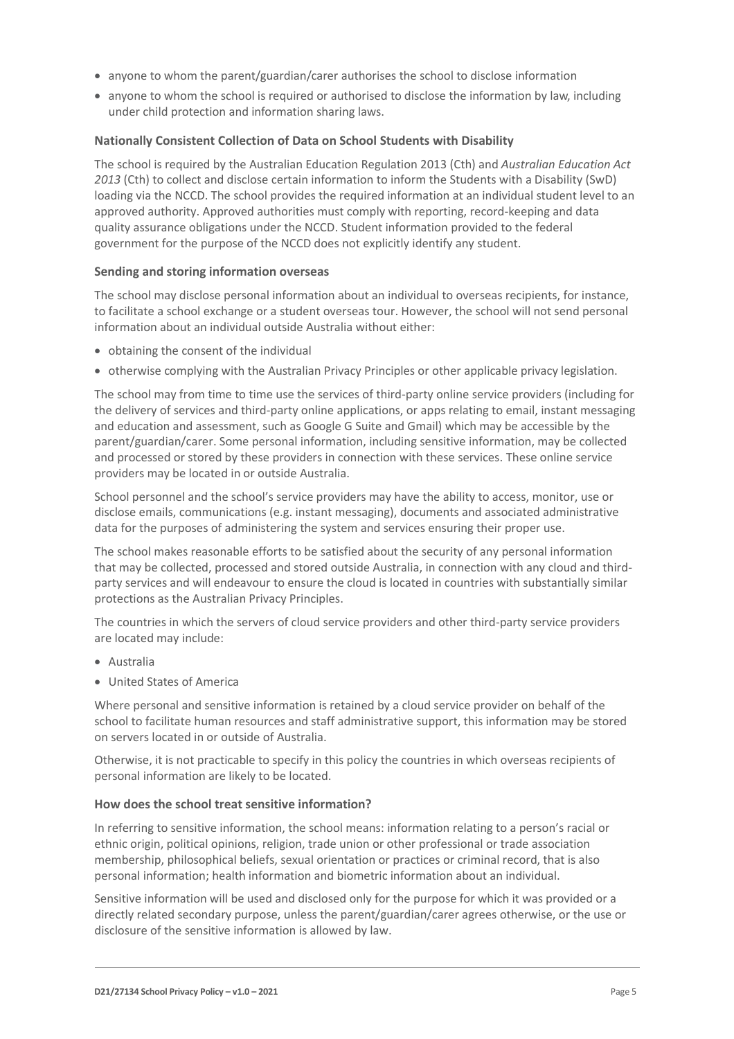- anyone to whom the parent/guardian/carer authorises the school to disclose information
- anyone to whom the school is required or authorised to disclose the information by law, including under child protection and information sharing laws.

### Nationally Consistent Collection of Data on School Students with Disability

The school is required by the Australian Education Regulation 2013 (Cth) and *Australian Education Act 2013* (Cth) to collect and disclose certain information to inform the Students with a Disability (SwD) loading via the NCCD. The school provides the required information at an individual student level to an approved authority. Approved authorities must comply with reporting, record-keeping and data quality assurance obligations under the NCCD. Student information provided to the federal government for the purpose of the NCCD does not explicitly identify any student.

### Sending and storing information overseas

The school may disclose personal information about an individual to overseas recipients, for instance, to facilitate a school exchange or a student overseas tour. However, the school will not send personal information about an individual outside Australia without either:

- obtaining the consent of the individual
- otherwise complying with the Australian Privacy Principles or other applicable privacy legislation.

The school may from time to time use the services of third-party online service providers (including for the delivery of services and third-party online applications, or apps relating to email, instant messaging and education and assessment, such as Google G Suite and Gmail) which may be accessible by the parent/guardian/carer. Some personal information, including sensitive information, may be collected and processed or stored by these providers in connection with these services. These online service providers may be located in or outside Australia.

School personnel and the school's service providers may have the ability to access, monitor, use or disclose emails, communications (e.g. instant messaging), documents and associated administrative data for the purposes of administering the system and services ensuring their proper use.

The school makes reasonable efforts to be satisfied about the security of any personal information that may be collected, processed and stored outside Australia, in connection with any cloud and third-party services and will endeavour to ensure the cloud is located in countries with substantially similar protections as the Australian Privacy Principles.

The countries in which the servers of cloud service providers and other third-party service providers are located may include:

- Australia
- United States of America

Where personal and sensitive information is retained by a cloud service provider on behalf of the school to facilitate human resources and staff administrative support, this information may be stored on servers located in or outside of Australia.

Otherwise, it is not practicable to specify in this policy the countries in which overseas recipients of personal information are likely to be located.

### How does the school treat sensitive information?

In referring to sensitive information, the school means: information relating to a person's racial or ethnic origin, political opinions, religion, trade union or other professional or trade association membership, philosophical beliefs, sexual orientation or practices or criminal record, that is also personal information; health information and biometric information about an individual.

Sensitive information will be used and disclosed only for the purpose for which it was provided or a directly related secondary purpose, unless the parent/guardian/carer agrees otherwise, or the use or disclosure of the sensitive information is allowed by law.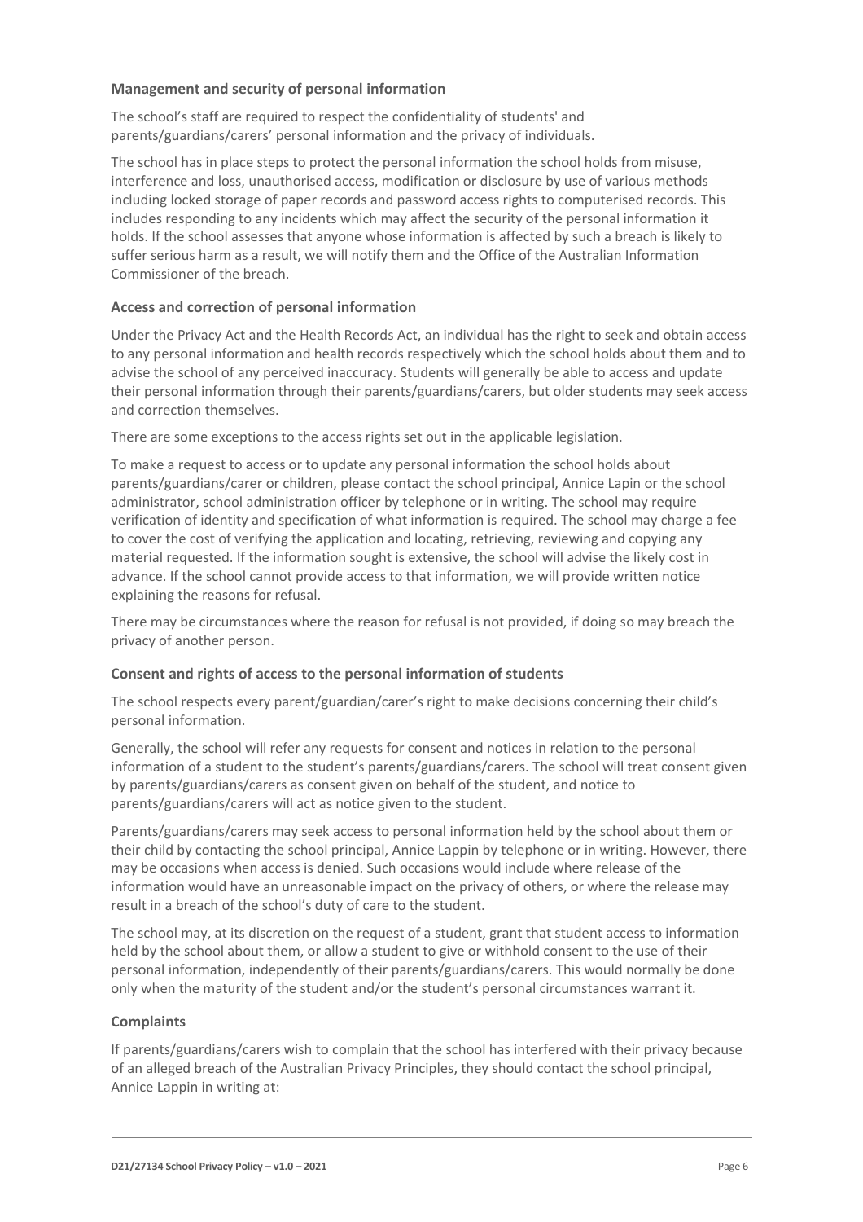### Management and security of personal information

The school's staff are required to respect the confidentiality of students' and parents/guardians/carers' personal information and the privacy of individuals.

The school has in place steps to protect the personal information the school holds from misuse, interference and loss, unauthorised access, modification or disclosure by use of various methods including locked storage of paper records and password access rights to computerised records. This includes responding to any incidents which may affect the security of the personal information it holds. If the school assesses that anyone whose information is affected by such a breach is likely to suffer serious harm as a result, we will notify them and the Office of the Australian Information Commissioner of the breach.

### Access and correction of personal information

Under the Privacy Act and the Health Records Act, an individual has the right to seek and obtain access to any personal information and health records respectively which the school holds about them and to advise the school of any perceived inaccuracy. Students will generally be able to access and update their personal information through their parents/guardians/carers, but older students may seek access and correction themselves.

There are some exceptions to the access rights set out in the applicable legislation.

To make a request to access or to update any personal information the school holds about parents/guardians/carer or children, please contact the school principal, Annice Lapin or the school administrator, school administration officer by telephone or in writing. The school may require verification of identity and specification of what information is required. The school may charge a fee to cover the cost of verifying the application and locating, retrieving, reviewing and copying any material requested. If the information sought is extensive, the school will advise the likely cost in advance. If the school cannot provide access to that information, we will provide written notice explaining the reasons for refusal.

There may be circumstances where the reason for refusal is not provided, if doing so may breach the privacy of another person.

### Consent and rights of access to the personal information of students

The school respects every parent/guardian/carer's right to make decisions concerning their child's personal information.

Generally, the school will refer any requests for consent and notices in relation to the personal information of a student to the student's parents/guardians/carers. The school will treat consent given by parents/guardians/carers as consent given on behalf of the student, and notice to parents/guardians/carers will act as notice given to the student.

Parents/guardians/carers may seek access to personal information held by the school about them or their child by contacting the school principal, Annice Lappin by telephone or in writing. However, there may be occasions when access is denied. Such occasions would include where release of the information would have an unreasonable impact on the privacy of others, or where the release may result in a breach of the school's duty of care to the student.

The school may, at its discretion on the request of a student, grant that student access to information held by the school about them, or allow a student to give or withhold consent to the use of their personal information, independently of their parents/guardians/carers. This would normally be done only when the maturity of the student and/or the student's personal circumstances warrant it.

### Complaints

If parents/guardians/carers wish to complain that the school has interfered with their privacy because of an alleged breach of the Australian Privacy Principles, they should contact the school principal, Annice Lappin in writing at: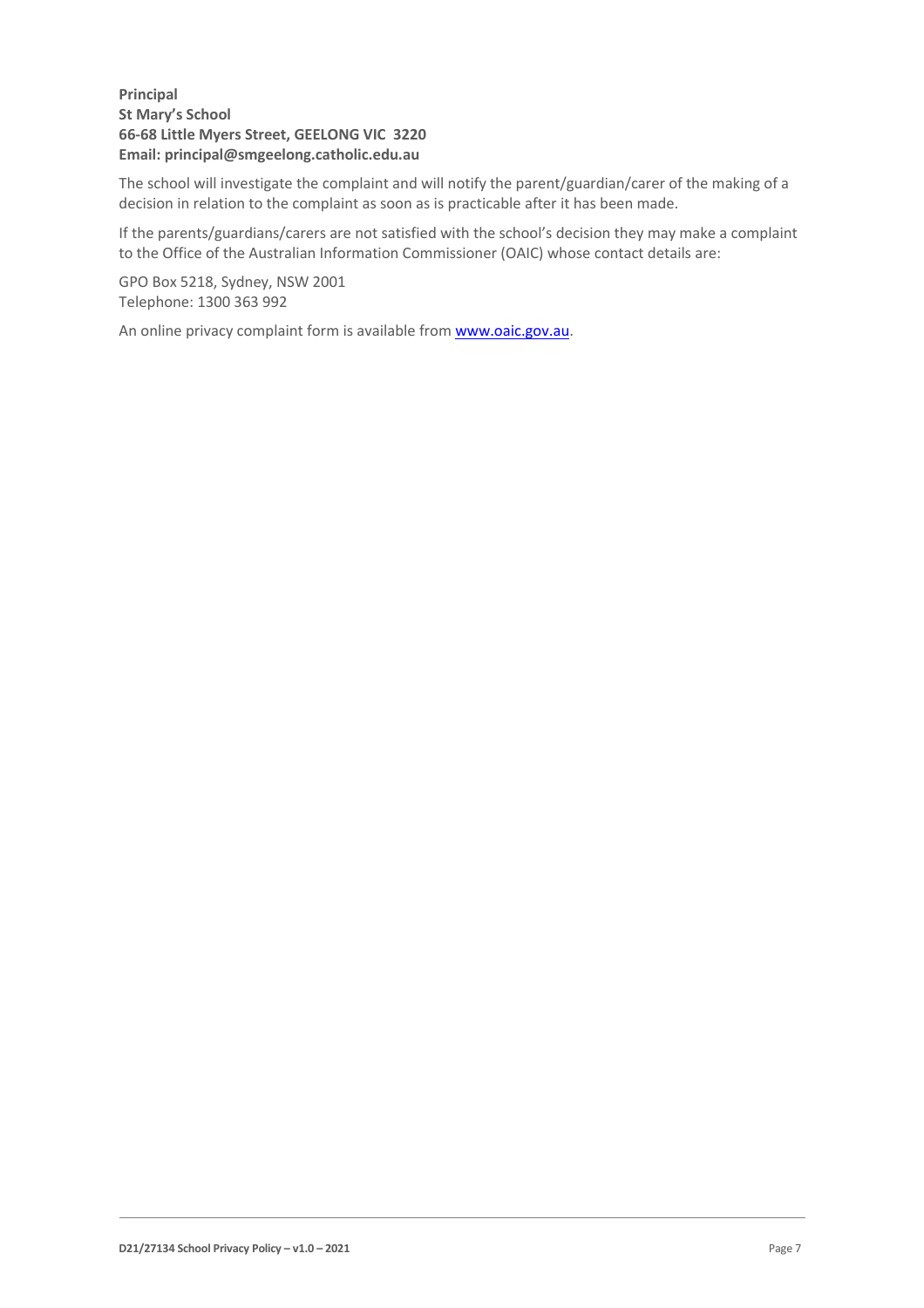**Principal**
**St Mary's School**
**66-68 Little Myers Street, GEELONG VIC 3220**
**Email: principal@smgeelong.catholic.edu.au**

The school will investigate the complaint and will notify the parent/guardian/carer of the making of a decision in relation to the complaint as soon as is practicable after it has been made.

If the parents/guardians/carers are not satisfied with the school's decision they may make a complaint to the Office of the Australian Information Commissioner (OAIC) whose contact details are:

GPO Box 5218, Sydney, NSW 2001
Telephone: 1300 363 992

An online privacy complaint form is available from [www.oaic.gov.au](http://www.oaic.gov.au).